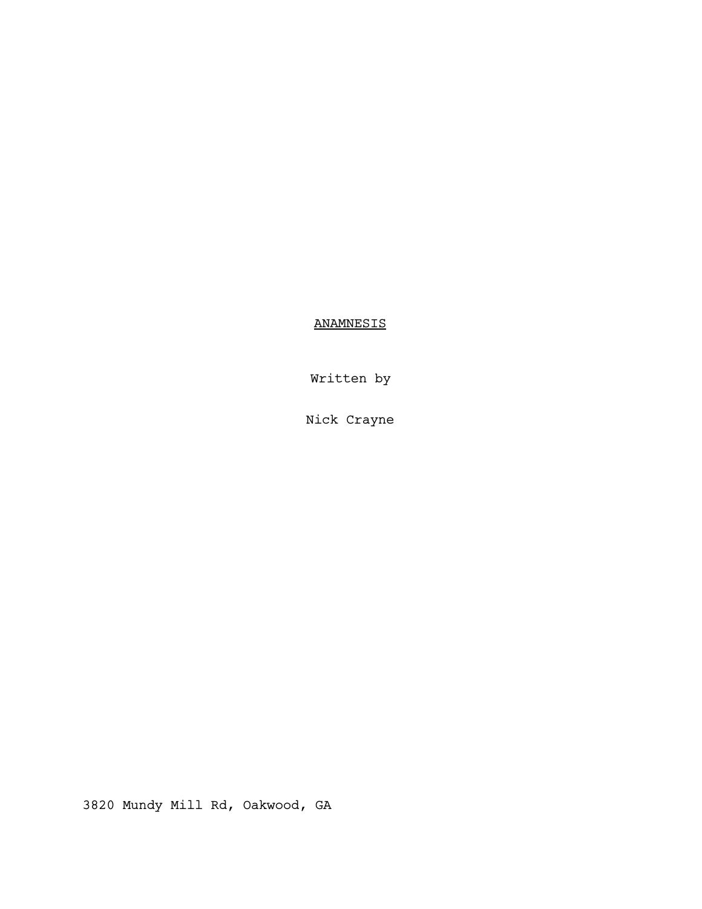<u>ANAMNESIS</u>

Written by

Nick Crayne

3820 Mundy Mill Rd, Oakwood, GA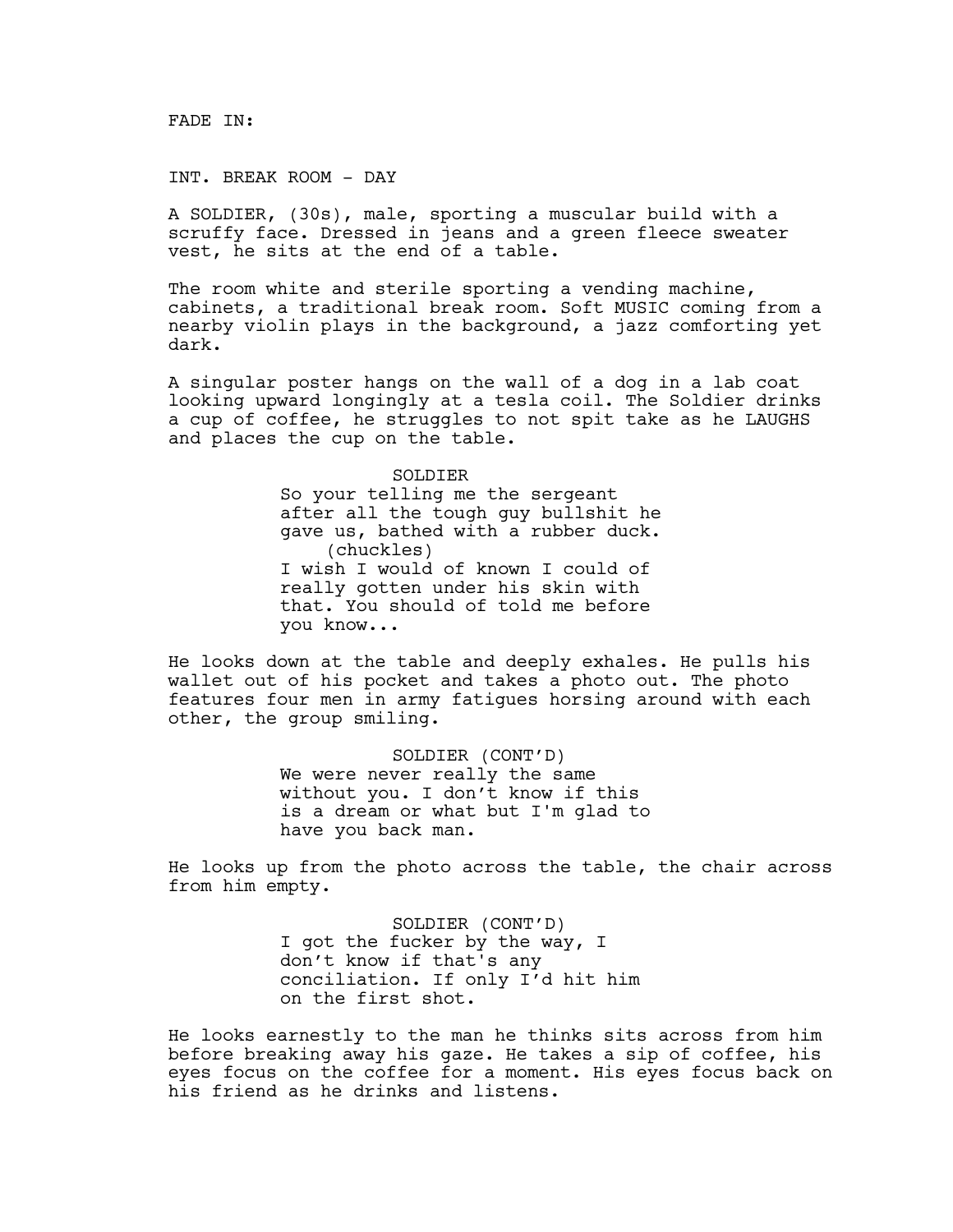FADE IN:

INT. BREAK ROOM - DAY

A SOLDIER, (30s), male, sporting a muscular build with a scruffy face. Dressed in jeans and a green fleece sweater vest, he sits at the end of a table.

The room white and sterile sporting a vending machine, cabinets, a traditional break room. Soft MUSIC coming from a nearby violin plays in the background, a jazz comforting yet dark.

A singular poster hangs on the wall of a dog in a lab coat looking upward longingly at a tesla coil. The Soldier drinks a cup of coffee, he struggles to not spit take as he LAUGHS and places the cup on the table.

SOLDIER
So your telling me the sergeant after all the tough guy bullshit he gave us, bathed with a rubber duck.
(chuckles)
I wish I would of known I could of really gotten under his skin with that. You should of told me before you know...

He looks down at the table and deeply exhales. He pulls his wallet out of his pocket and takes a photo out. The photo features four men in army fatigues horsing around with each other, the group smiling.

SOLDIER (CONT'D)
We were never really the same without you. I don't know if this is a dream or what but I'm glad to have you back man.

He looks up from the photo across the table, the chair across from him empty.

SOLDIER (CONT'D)
I got the fucker by the way, I don't know if that's any conciliation. If only I'd hit him on the first shot.

He looks earnestly to the man he thinks sits across from him before breaking away his gaze. He takes a sip of coffee, his eyes focus on the coffee for a moment. His eyes focus back on his friend as he drinks and listens.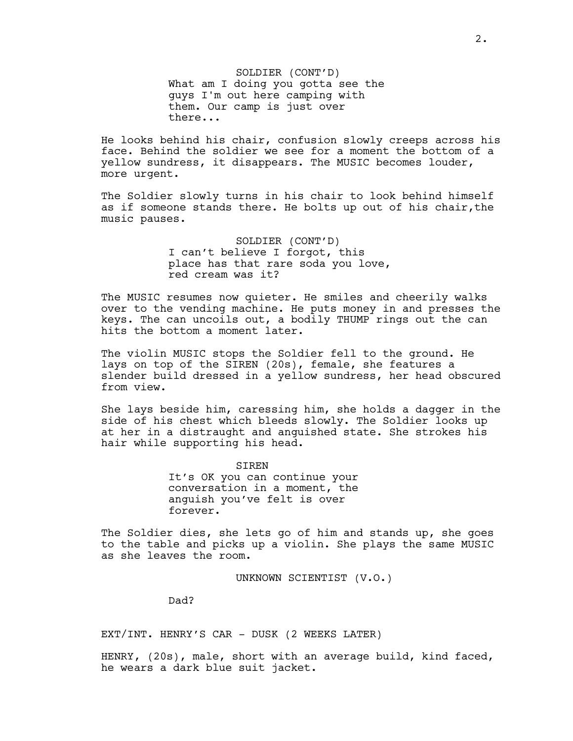SOLDIER (CONT'D)
What am I doing you gotta see the guys I'm out here camping with them. Our camp is just over there...

He looks behind his chair, confusion slowly creeps across his face. Behind the soldier we see for a moment the bottom of a yellow sundress, it disappears. The MUSIC becomes louder, more urgent.

The Soldier slowly turns in his chair to look behind himself as if someone stands there. He bolts up out of his chair,the music pauses.

SOLDIER (CONT'D)
I can't believe I forgot, this place has that rare soda you love, red cream was it?

The MUSIC resumes now quieter. He smiles and cheerily walks over to the vending machine. He puts money in and presses the keys. The can uncoils out, a bodily THUMP rings out the can hits the bottom a moment later.

The violin MUSIC stops the Soldier fell to the ground. He lays on top of the SIREN (20s), female, she features a slender build dressed in a yellow sundress, her head obscured from view.

She lays beside him, caressing him, she holds a dagger in the side of his chest which bleeds slowly. The Soldier looks up at her in a distraught and anguished state. She strokes his hair while supporting his head.

SIREN
It's OK you can continue your conversation in a moment, the anguish you've felt is over forever.

The Soldier dies, she lets go of him and stands up, she goes to the table and picks up a violin. She plays the same MUSIC as she leaves the room.

UNKNOWN SCIENTIST (V.O.)

Dad?

EXT/INT. HENRY'S CAR - DUSK (2 WEEKS LATER)

HENRY, (20s), male, short with an average build, kind faced, he wears a dark blue suit jacket.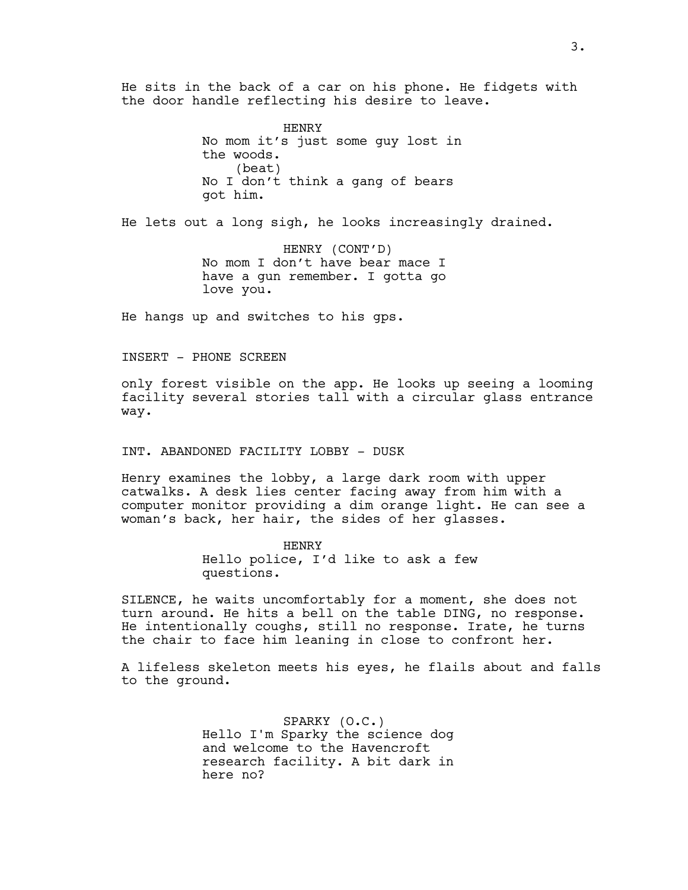He sits in the back of a car on his phone. He fidgets with the door handle reflecting his desire to leave.

HENRY
No mom it's just some guy lost in the woods.
(beat)
No I don't think a gang of bears got him.

He lets out a long sigh, he looks increasingly drained.

HENRY (CONT'D)
No mom I don't have bear mace I have a gun remember. I gotta go love you.

He hangs up and switches to his gps.

INSERT - PHONE SCREEN

only forest visible on the app. He looks up seeing a looming facility several stories tall with a circular glass entrance way.

INT. ABANDONED FACILITY LOBBY - DUSK

Henry examines the lobby, a large dark room with upper catwalks. A desk lies center facing away from him with a computer monitor providing a dim orange light. He can see a woman's back, her hair, the sides of her glasses.

HENRY
Hello police, I'd like to ask a few questions.

SILENCE, he waits uncomfortably for a moment, she does not turn around. He hits a bell on the table DING, no response. He intentionally coughs, still no response. Irate, he turns the chair to face him leaning in close to confront her.

A lifeless skeleton meets his eyes, he flails about and falls to the ground.

SPARKY (O.C.)
Hello I'm Sparky the science dog and welcome to the Havencroft research facility. A bit dark in here no?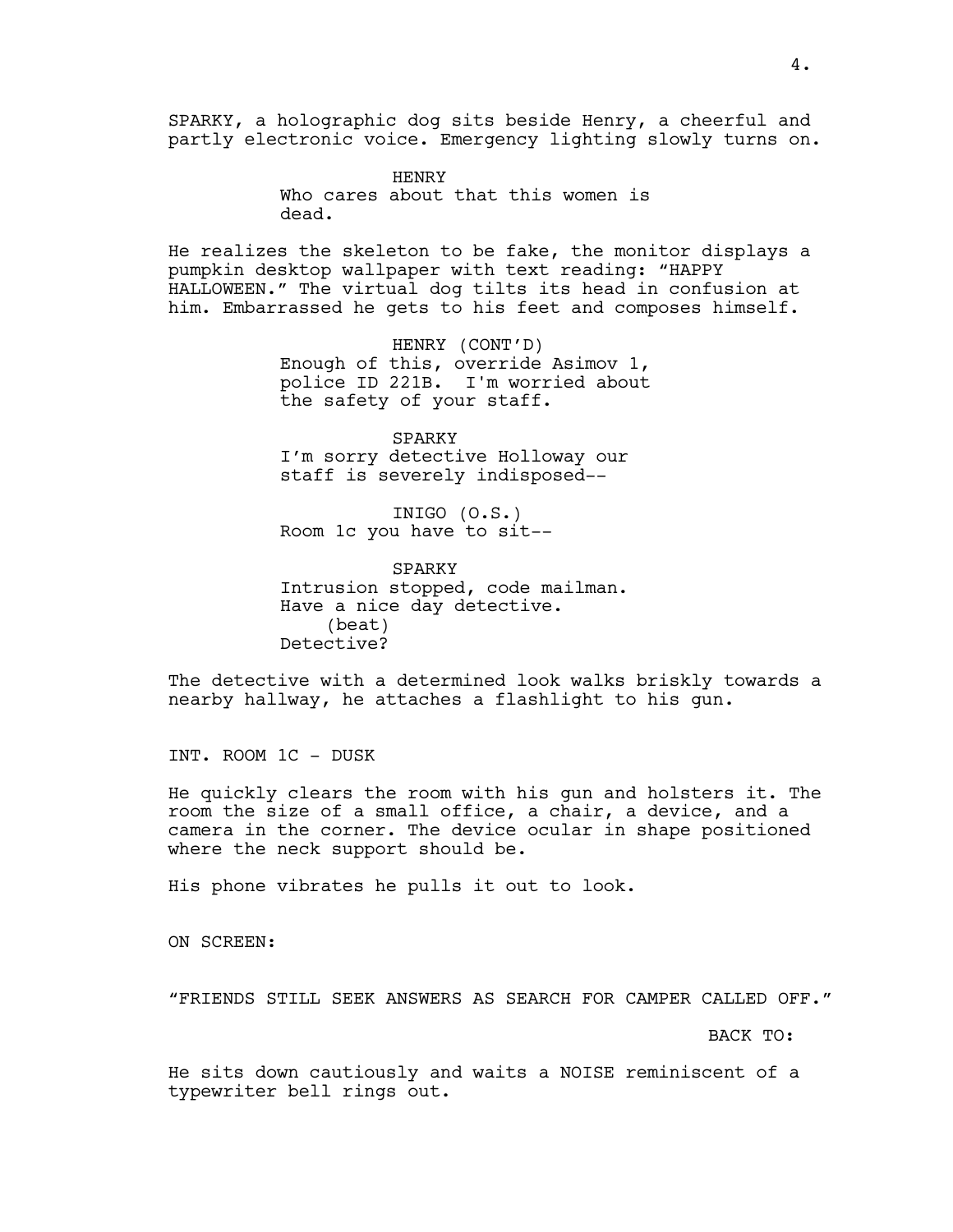SPARKY, a holographic dog sits beside Henry, a cheerful and partly electronic voice. Emergency lighting slowly turns on.

HENRY
Who cares about that this women is dead.

He realizes the skeleton to be fake, the monitor displays a pumpkin desktop wallpaper with text reading: "HAPPY HALLOWEEN." The virtual dog tilts its head in confusion at him. Embarrassed he gets to his feet and composes himself.

HENRY (CONT'D)
Enough of this, override Asimov 1, police ID 221B. I'm worried about the safety of your staff.

SPARKY
I'm sorry detective Holloway our staff is severely indisposed--

INIGO (O.S.)
Room 1c you have to sit--

SPARKY
Intrusion stopped, code mailman. Have a nice day detective.
(beat)
Detective?

The detective with a determined look walks briskly towards a nearby hallway, he attaches a flashlight to his gun.

INT. ROOM 1C - DUSK

He quickly clears the room with his gun and holsters it. The room the size of a small office, a chair, a device, and a camera in the corner. The device ocular in shape positioned where the neck support should be.

His phone vibrates he pulls it out to look.

ON SCREEN:

"FRIENDS STILL SEEK ANSWERS AS SEARCH FOR CAMPER CALLED OFF."

BACK TO:

He sits down cautiously and waits a NOISE reminiscent of a typewriter bell rings out.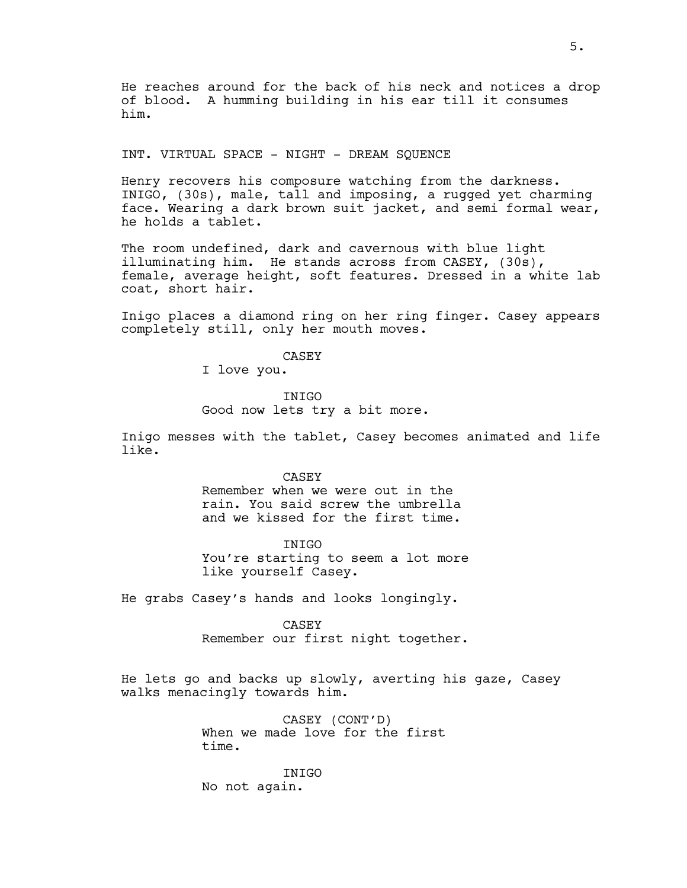He reaches around for the back of his neck and notices a drop of blood. A humming building in his ear till it consumes him.

INT. VIRTUAL SPACE - NIGHT - DREAM SQUENCE

Henry recovers his composure watching from the darkness. INIGO, (30s), male, tall and imposing, a rugged yet charming face. Wearing a dark brown suit jacket, and semi formal wear, he holds a tablet.

The room undefined, dark and cavernous with blue light illuminating him. He stands across from CASEY, (30s), female, average height, soft features. Dressed in a white lab coat, short hair.

Inigo places a diamond ring on her ring finger. Casey appears completely still, only her mouth moves.

CASEY
I love you.

INIGO
Good now lets try a bit more.

Inigo messes with the tablet, Casey becomes animated and life like.

CASEY
Remember when we were out in the rain. You said screw the umbrella and we kissed for the first time.

INIGO
You're starting to seem a lot more like yourself Casey.

He grabs Casey's hands and looks longingly.

CASEY
Remember our first night together.

He lets go and backs up slowly, averting his gaze, Casey walks menacingly towards him.

CASEY (CONT'D)
When we made love for the first time.

INIGO
No not again.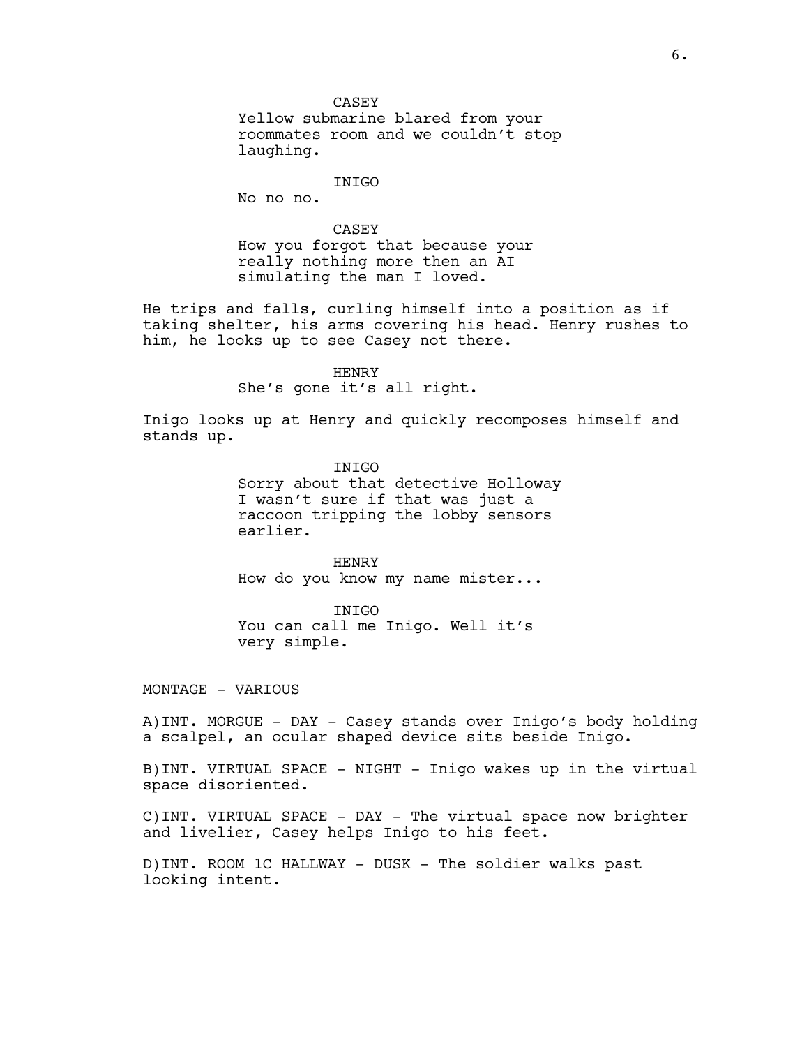CASEY

Yellow submarine blared from your roommates room and we couldn't stop laughing.

INIGO

No no no.

CASEY

How you forgot that because your really nothing more then an AI simulating the man I loved.

He trips and falls, curling himself into a position as if taking shelter, his arms covering his head. Henry rushes to him, he looks up to see Casey not there.

HENRY

She's gone it's all right.

Inigo looks up at Henry and quickly recomposes himself and stands up.

INIGO

Sorry about that detective Holloway I wasn't sure if that was just a raccoon tripping the lobby sensors earlier.

HENRY

How do you know my name mister...

INIGO

You can call me Inigo. Well it's very simple.

MONTAGE - VARIOUS

A)INT. MORGUE - DAY - Casey stands over Inigo's body holding a scalpel, an ocular shaped device sits beside Inigo.

B)INT. VIRTUAL SPACE - NIGHT - Inigo wakes up in the virtual space disoriented.

C)INT. VIRTUAL SPACE - DAY - The virtual space now brighter and livelier, Casey helps Inigo to his feet.

D)INT. ROOM 1C HALLWAY - DUSK - The soldier walks past looking intent.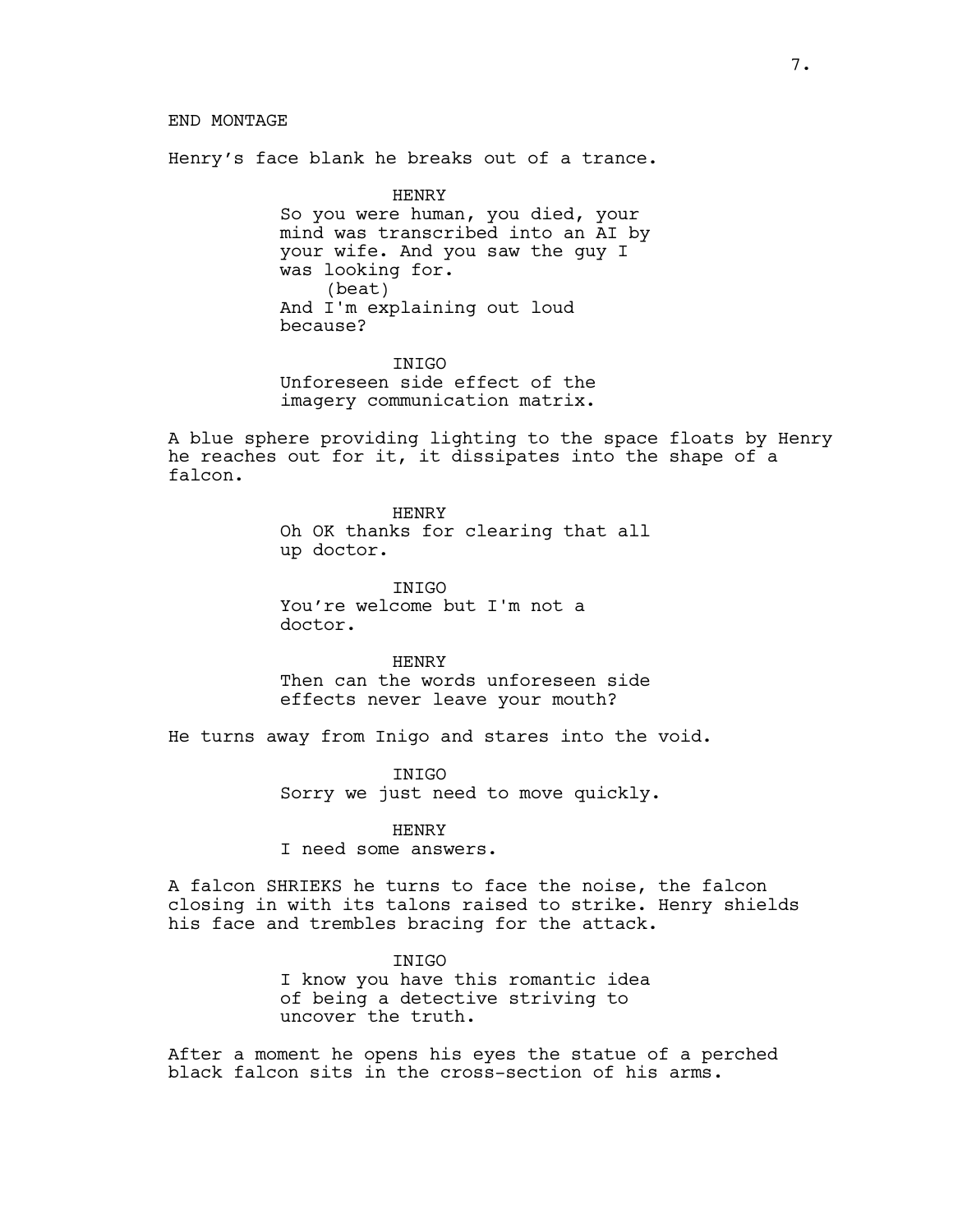END MONTAGE

Henry's face blank he breaks out of a trance.

HENRY
So you were human, you died, your mind was transcribed into an AI by your wife. And you saw the guy I was looking for.
(beat)
And I'm explaining out loud because?

INIGO
Unforeseen side effect of the imagery communication matrix.

A blue sphere providing lighting to the space floats by Henry he reaches out for it, it dissipates into the shape of a falcon.

HENRY
Oh OK thanks for clearing that all up doctor.

INIGO
You're welcome but I'm not a doctor.

HENRY
Then can the words unforeseen side effects never leave your mouth?

He turns away from Inigo and stares into the void.

INIGO
Sorry we just need to move quickly.

HENRY
I need some answers.

A falcon SHRIEKS he turns to face the noise, the falcon closing in with its talons raised to strike. Henry shields his face and trembles bracing for the attack.

INIGO
I know you have this romantic idea of being a detective striving to uncover the truth.

After a moment he opens his eyes the statue of a perched black falcon sits in the cross-section of his arms.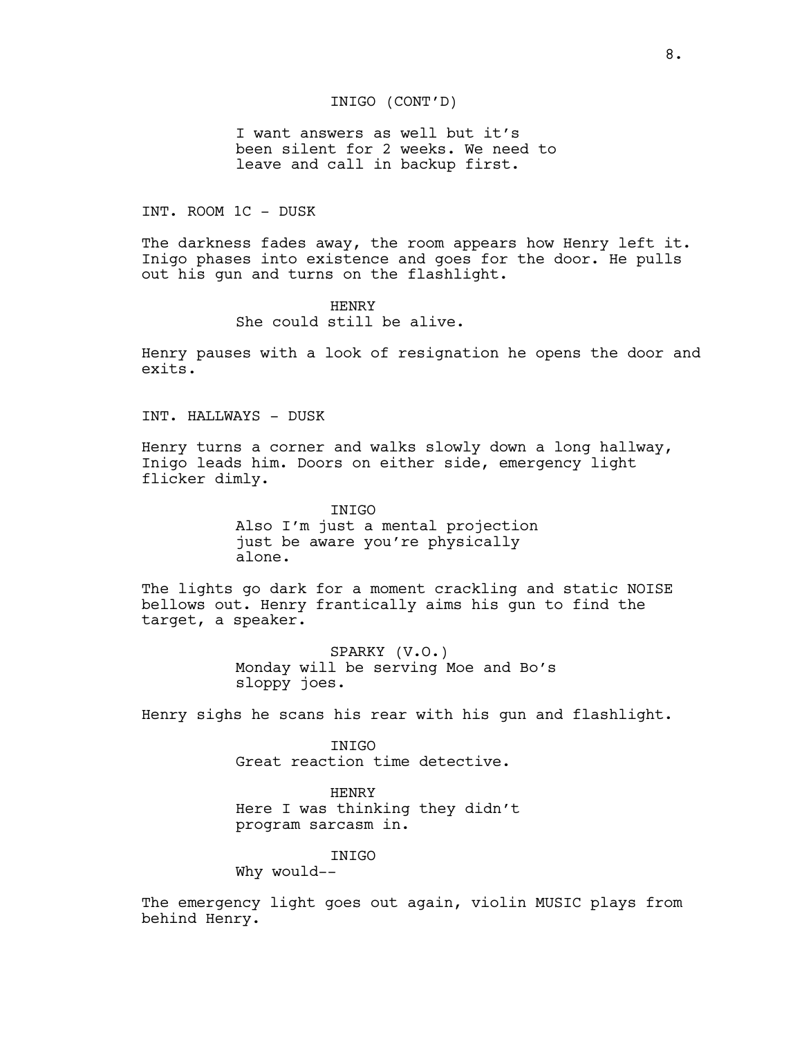INIGO (CONT'D)

I want answers as well but it's been silent for 2 weeks. We need to leave and call in backup first.

INT. ROOM 1C - DUSK

The darkness fades away, the room appears how Henry left it. Inigo phases into existence and goes for the door. He pulls out his gun and turns on the flashlight.

HENRY

She could still be alive.

Henry pauses with a look of resignation he opens the door and exits.

INT. HALLWAYS - DUSK

Henry turns a corner and walks slowly down a long hallway, Inigo leads him. Doors on either side, emergency light flicker dimly.

INIGO

Also I'm just a mental projection just be aware you're physically alone.

The lights go dark for a moment crackling and static NOISE bellows out. Henry frantically aims his gun to find the target, a speaker.

SPARKY (V.O.)

Monday will be serving Moe and Bo's sloppy joes.

Henry sighs he scans his rear with his gun and flashlight.

INIGO

Great reaction time detective.

HENRY

Here I was thinking they didn't program sarcasm in.

INIGO

Why would--

The emergency light goes out again, violin MUSIC plays from behind Henry.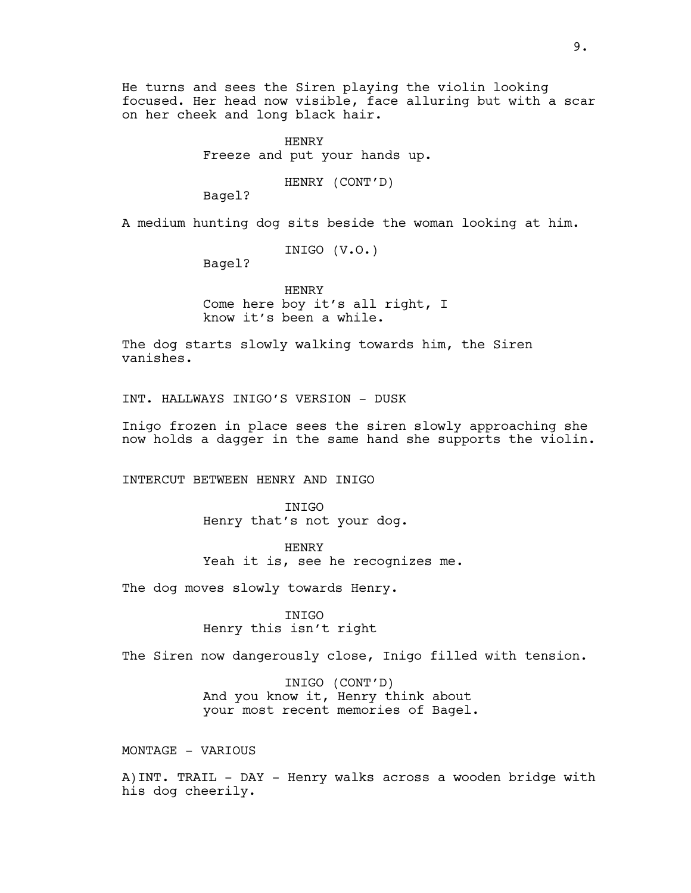He turns and sees the Siren playing the violin looking focused. Her head now visible, face alluring but with a scar on her cheek and long black hair.

HENRY
Freeze and put your hands up.

HENRY (CONT'D)
Bagel?

A medium hunting dog sits beside the woman looking at him.

INIGO (V.O.)
Bagel?

HENRY
Come here boy it's all right, I know it's been a while.

The dog starts slowly walking towards him, the Siren vanishes.

INT. HALLWAYS INIGO'S VERSION - DUSK

Inigo frozen in place sees the siren slowly approaching she now holds a dagger in the same hand she supports the violin.

INTERCUT BETWEEN HENRY AND INIGO

INIGO
Henry that's not your dog.

HENRY
Yeah it is, see he recognizes me.

The dog moves slowly towards Henry.

INIGO
Henry this isn't right

The Siren now dangerously close, Inigo filled with tension.

INIGO (CONT'D)
And you know it, Henry think about your most recent memories of Bagel.

MONTAGE - VARIOUS

A)INT. TRAIL - DAY - Henry walks across a wooden bridge with his dog cheerily.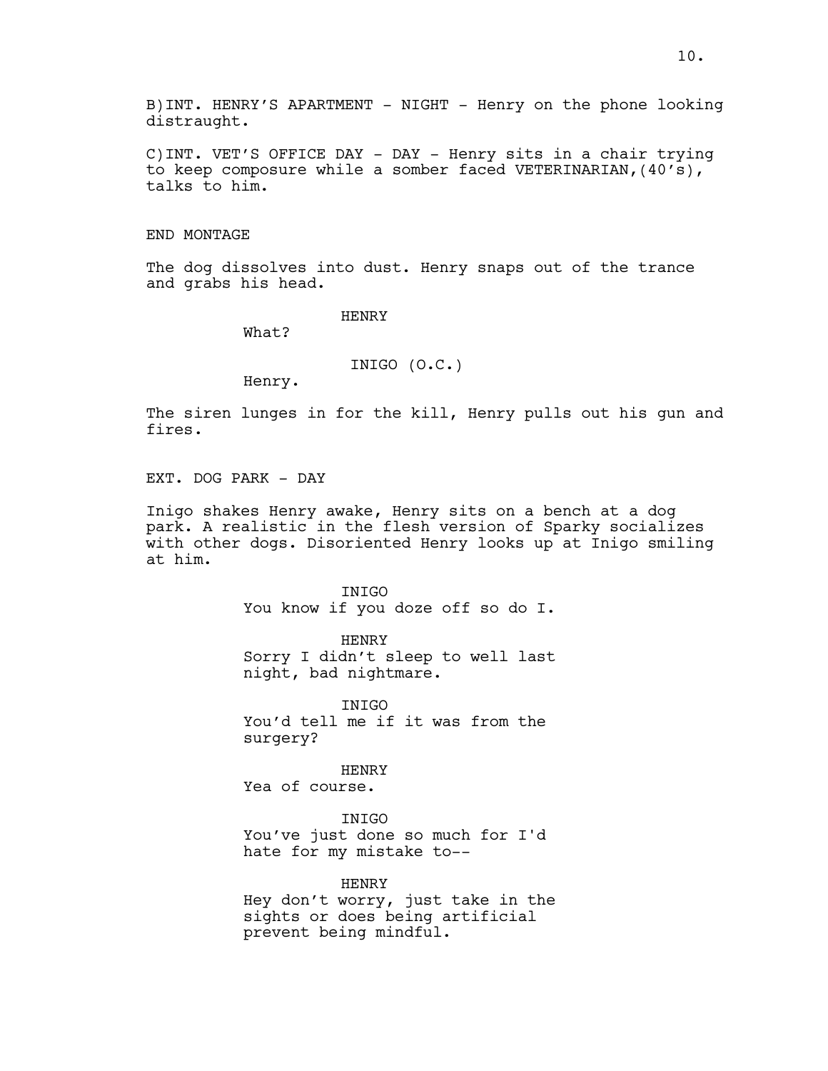B)INT. HENRY'S APARTMENT - NIGHT - Henry on the phone looking distraught.

C)INT. VET'S OFFICE DAY - DAY - Henry sits in a chair trying to keep composure while a somber faced VETERINARIAN,(40's), talks to him.

END MONTAGE

The dog dissolves into dust. Henry snaps out of the trance and grabs his head.

HENRY
What?

INIGO (O.C.)
Henry.

The siren lunges in for the kill, Henry pulls out his gun and fires.

EXT. DOG PARK - DAY

Inigo shakes Henry awake, Henry sits on a bench at a dog park. A realistic in the flesh version of Sparky socializes with other dogs. Disoriented Henry looks up at Inigo smiling at him.

INIGO
You know if you doze off so do I.

HENRY
Sorry I didn't sleep to well last night, bad nightmare.

INIGO
You'd tell me if it was from the surgery?

HENRY
Yea of course.

INIGO
You've just done so much for I'd hate for my mistake to--

HENRY
Hey don't worry, just take in the sights or does being artificial prevent being mindful.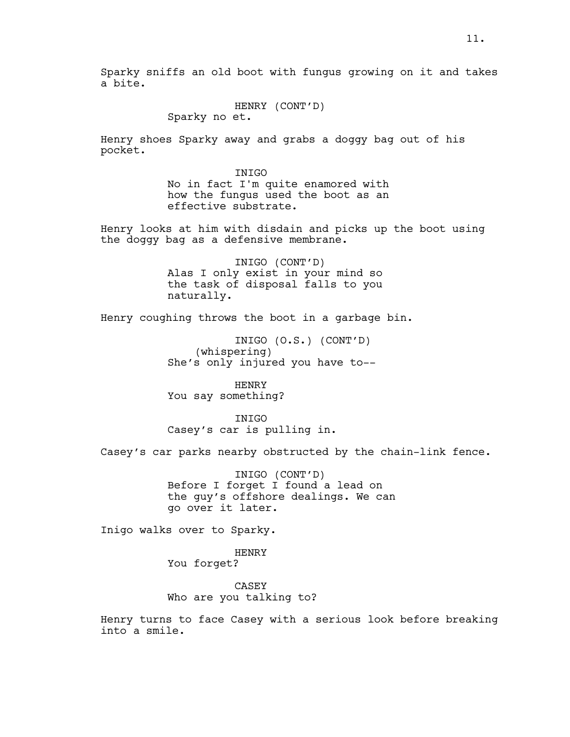Sparky sniffs an old boot with fungus growing on it and takes a bite.

HENRY (CONT'D)
Sparky no et.

Henry shoes Sparky away and grabs a doggy bag out of his pocket.

INIGO
No in fact I'm quite enamored with how the fungus used the boot as an effective substrate.

Henry looks at him with disdain and picks up the boot using the doggy bag as a defensive membrane.

INIGO (CONT'D)
Alas I only exist in your mind so the task of disposal falls to you naturally.

Henry coughing throws the boot in a garbage bin.

INIGO (O.S.) (CONT'D)
(whispering)
She's only injured you have to--

HENRY
You say something?

INIGO
Casey's car is pulling in.

Casey's car parks nearby obstructed by the chain-link fence.

INIGO (CONT'D)
Before I forget I found a lead on the guy's offshore dealings. We can go over it later.

Inigo walks over to Sparky.

HENRY
You forget?

CASEY
Who are you talking to?

Henry turns to face Casey with a serious look before breaking into a smile.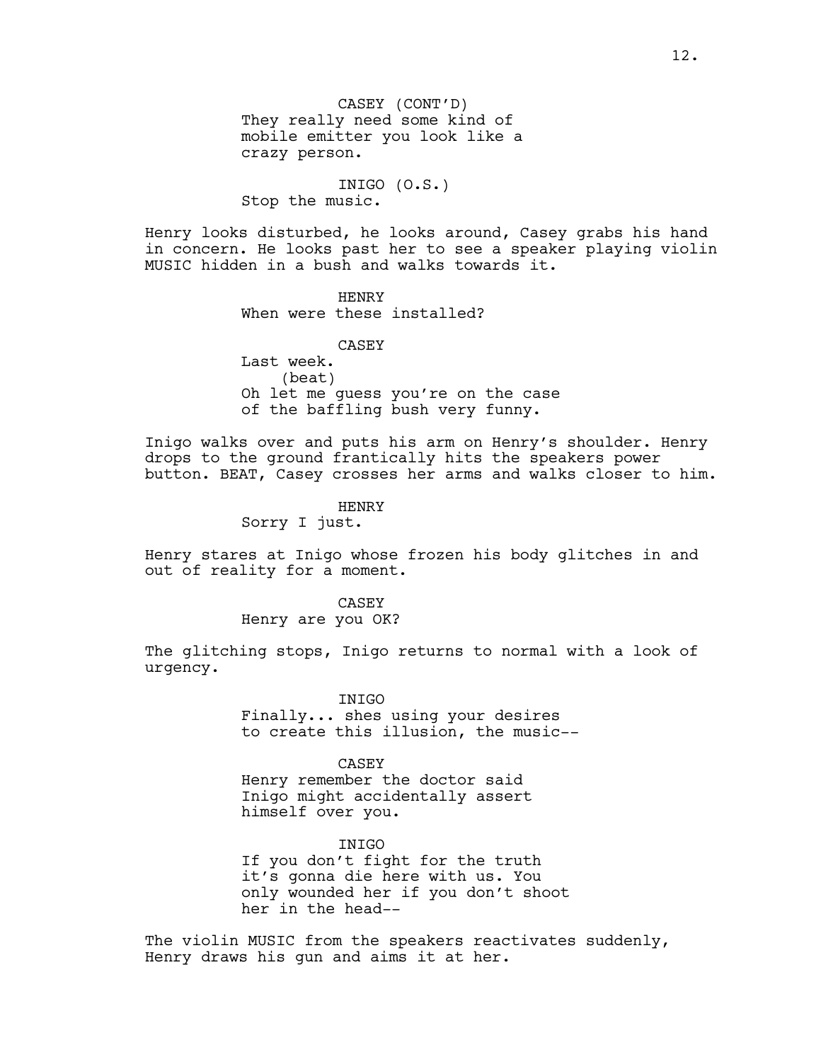CASEY (CONT'D)
They really need some kind of mobile emitter you look like a crazy person.

INIGO (O.S.)
Stop the music.

Henry looks disturbed, he looks around, Casey grabs his hand in concern. He looks past her to see a speaker playing violin MUSIC hidden in a bush and walks towards it.

HENRY
When were these installed?

CASEY
Last week.
(beat)
Oh let me guess you're on the case of the baffling bush very funny.

Inigo walks over and puts his arm on Henry's shoulder. Henry drops to the ground frantically hits the speakers power button. BEAT, Casey crosses her arms and walks closer to him.

HENRY
Sorry I just.

Henry stares at Inigo whose frozen his body glitches in and out of reality for a moment.

CASEY
Henry are you OK?

The glitching stops, Inigo returns to normal with a look of urgency.

INIGO
Finally... shes using your desires to create this illusion, the music--

CASEY
Henry remember the doctor said Inigo might accidentally assert himself over you.

INIGO
If you don't fight for the truth it's gonna die here with us. You only wounded her if you don't shoot her in the head--

The violin MUSIC from the speakers reactivates suddenly, Henry draws his gun and aims it at her.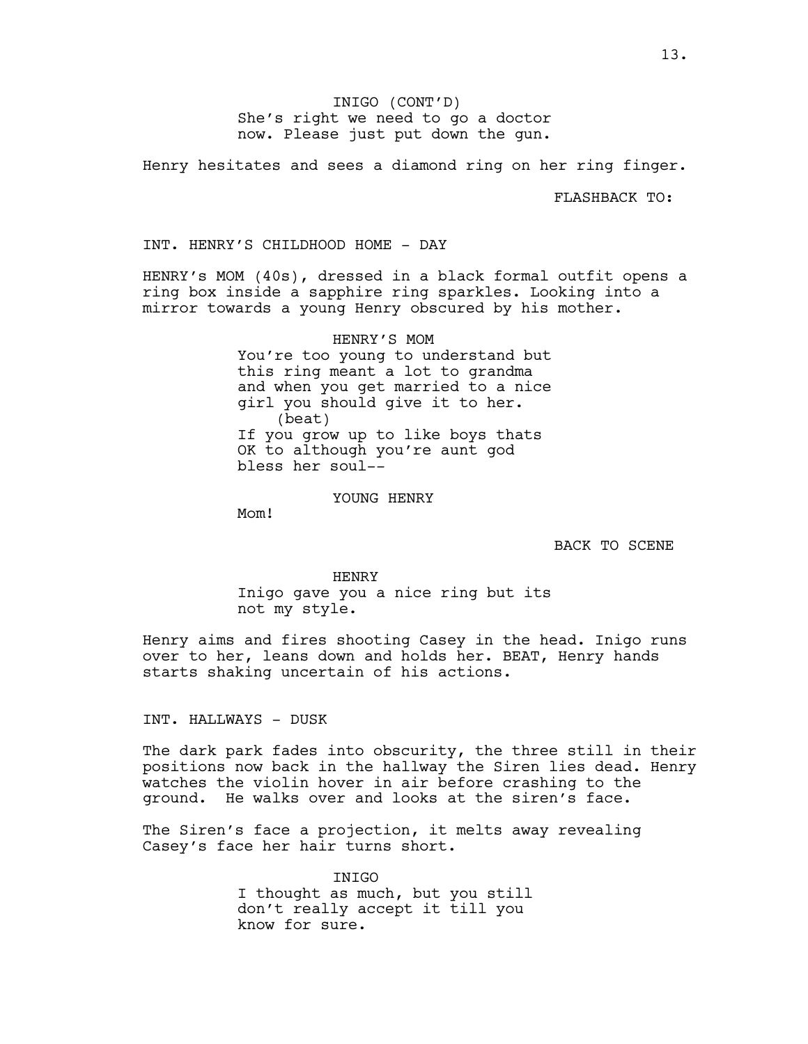INIGO (CONT'D)
She's right we need to go a doctor now. Please just put down the gun.

Henry hesitates and sees a diamond ring on her ring finger.

FLASHBACK TO:

INT. HENRY'S CHILDHOOD HOME - DAY

HENRY's MOM (40s), dressed in a black formal outfit opens a ring box inside a sapphire ring sparkles. Looking into a mirror towards a young Henry obscured by his mother.

HENRY'S MOM
You're too young to understand but this ring meant a lot to grandma and when you get married to a nice girl you should give it to her.
(beat)
If you grow up to like boys thats OK to although you're aunt god bless her soul--

YOUNG HENRY
Mom!

BACK TO SCENE

HENRY
Inigo gave you a nice ring but its not my style.

Henry aims and fires shooting Casey in the head. Inigo runs over to her, leans down and holds her. BEAT, Henry hands starts shaking uncertain of his actions.

INT. HALLWAYS - DUSK

The dark park fades into obscurity, the three still in their positions now back in the hallway the Siren lies dead. Henry watches the violin hover in air before crashing to the ground. He walks over and looks at the siren's face.

The Siren's face a projection, it melts away revealing Casey's face her hair turns short.

INIGO
I thought as much, but you still don't really accept it till you know for sure.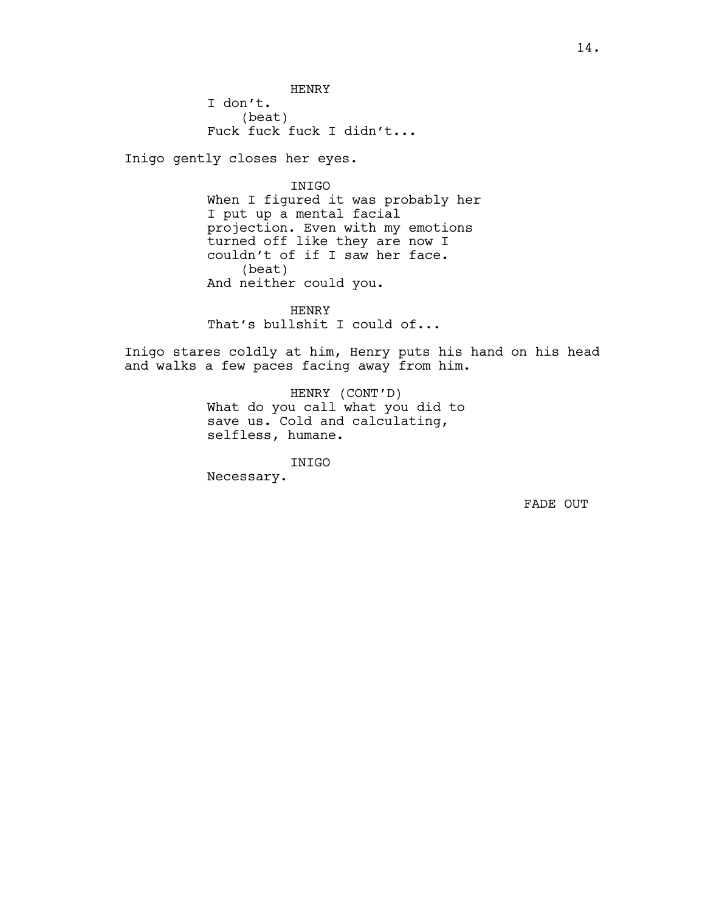HENRY

I don't.

(beat)

Fuck fuck fuck I didn't...

Inigo gently closes her eyes.

INIGO

When I figured it was probably her I put up a mental facial projection. Even with my emotions turned off like they are now I couldn't of if I saw her face.

(beat)

And neither could you.

HENRY

That's bullshit I could of...

Inigo stares coldly at him, Henry puts his hand on his head and walks a few paces facing away from him.

HENRY (CONT'D)

What do you call what you did to save us. Cold and calculating, selfless, humane.

INIGO

Necessary.

FADE OUT